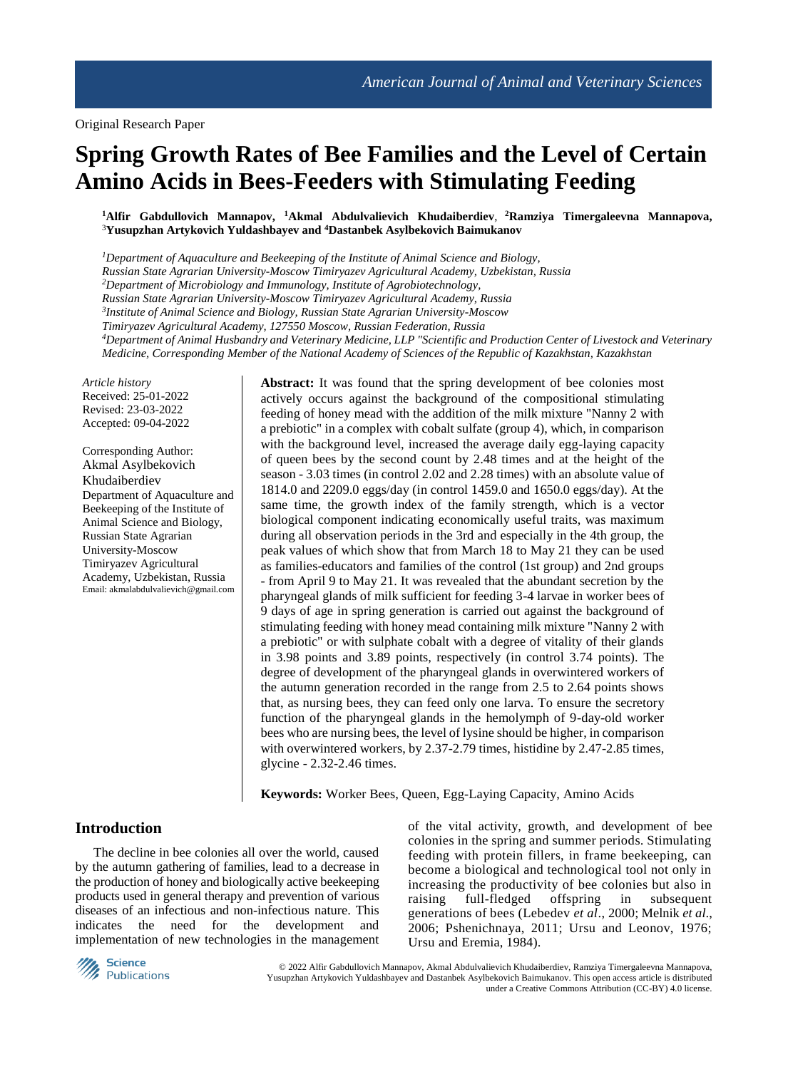Original Research Paper

# Spring Growth Rates of Bee Families and the Level of Certain Amino Acids in Bees-Feeders with Stimulating Feeding

**[1]Alfir Gabdullovich Mannapov, [1]Akmal Abdulvalievich Khudaiberdiev, [2]Ramziya Timergaleevna Mannapova, [3]Yusupzhan Artykovich Yuldashbayev and [4]Dastanbek Asylbekovich Baimukanov**

*[1]Department of Aquaculture and Beekeeping of the Institute of Animal Science and Biology, Russian State Agrarian University-Moscow Timiryazev Agricultural Academy, Uzbekistan, Russia*
*[2]Department of Microbiology and Immunology, Institute of Agrobiotechnology, Russian State Agrarian University-Moscow Timiryazev Agricultural Academy, Russia*
*[3]Institute of Animal Science and Biology, Russian State Agrarian University-Moscow Timiryazev Agricultural Academy, 127550 Moscow, Russian Federation, Russia*
*[4]Department of Animal Husbandry and Veterinary Medicine, LLP "Scientific and Production Center of Livestock and Veterinary Medicine, Corresponding Member of the National Academy of Sciences of the Republic of Kazakhstan, Kazakhstan*

*Article history*
Received: 25-01-2022
Revised: 23-03-2022
Accepted: 09-04-2022

Corresponding Author:
Akmal Asylbekovich Khudaiberdiev
Department of Aquaculture and Beekeeping of the Institute of Animal Science and Biology, Russian State Agrarian University-Moscow Timiryazev Agricultural Academy, Uzbekistan, Russia
Email: akmalabdulvalievich@gmail.com

**Abstract:** It was found that the spring development of bee colonies most actively occurs against the background of the compositional stimulating feeding of honey mead with the addition of the milk mixture "Nanny 2 with a prebiotic" in a complex with cobalt sulfate (group 4), which, in comparison with the background level, increased the average daily egg-laying capacity of queen bees by the second count by 2.48 times and at the height of the season - 3.03 times (in control 2.02 and 2.28 times) with an absolute value of 1814.0 and 2209.0 eggs/day (in control 1459.0 and 1650.0 eggs/day). At the same time, the growth index of the family strength, which is a vector biological component indicating economically useful traits, was maximum during all observation periods in the 3rd and especially in the 4th group, the peak values of which show that from March 18 to May 21 they can be used as families-educators and families of the control (1st group) and 2nd groups - from April 9 to May 21. It was revealed that the abundant secretion by the pharyngeal glands of milk sufficient for feeding 3-4 larvae in worker bees of 9 days of age in spring generation is carried out against the background of stimulating feeding with honey mead containing milk mixture "Nanny 2 with a prebiotic" or with sulphate cobalt with a degree of vitality of their glands in 3.98 points and 3.89 points, respectively (in control 3.74 points). The degree of development of the pharyngeal glands in overwintered workers of the autumn generation recorded in the range from 2.5 to 2.64 points shows that, as nursing bees, they can feed only one larva. To ensure the secretory function of the pharyngeal glands in the hemolymph of 9-day-old worker bees who are nursing bees, the level of lysine should be higher, in comparison with overwintered workers, by 2.37-2.79 times, histidine by 2.47-2.85 times, glycine - 2.32-2.46 times.

**Keywords:** Worker Bees, Queen, Egg-Laying Capacity, Amino Acids

## Introduction

The decline in bee colonies all over the world, caused by the autumn gathering of families, lead to a decrease in the production of honey and biologically active beekeeping products used in general therapy and prevention of various diseases of an infectious and non-infectious nature. This indicates the need for the development and implementation of new technologies in the management of the vital activity, growth, and development of bee colonies in the spring and summer periods. Stimulating feeding with protein fillers, in frame beekeeping, can become a biological and technological tool not only in increasing the productivity of bee colonies but also in raising full-fledged offspring in subsequent generations of bees (Lebedev *et al*., 2000; Melnik *et al*., 2006; Pshenichnaya, 2011; Ursu and Leonov, 1976; Ursu and Eremia, 1984).

© 2022 Alfir Gabdullovich Mannapov, Akmal Abdulvalievich Khudaiberdiev, Ramziya Timergaleevna Mannapova, Yusupzhan Artykovich Yuldashbayev and Dastanbek Asylbekovich Baimukanov. This open access article is distributed under a Creative Commons Attribution (CC-BY) 4.0 license.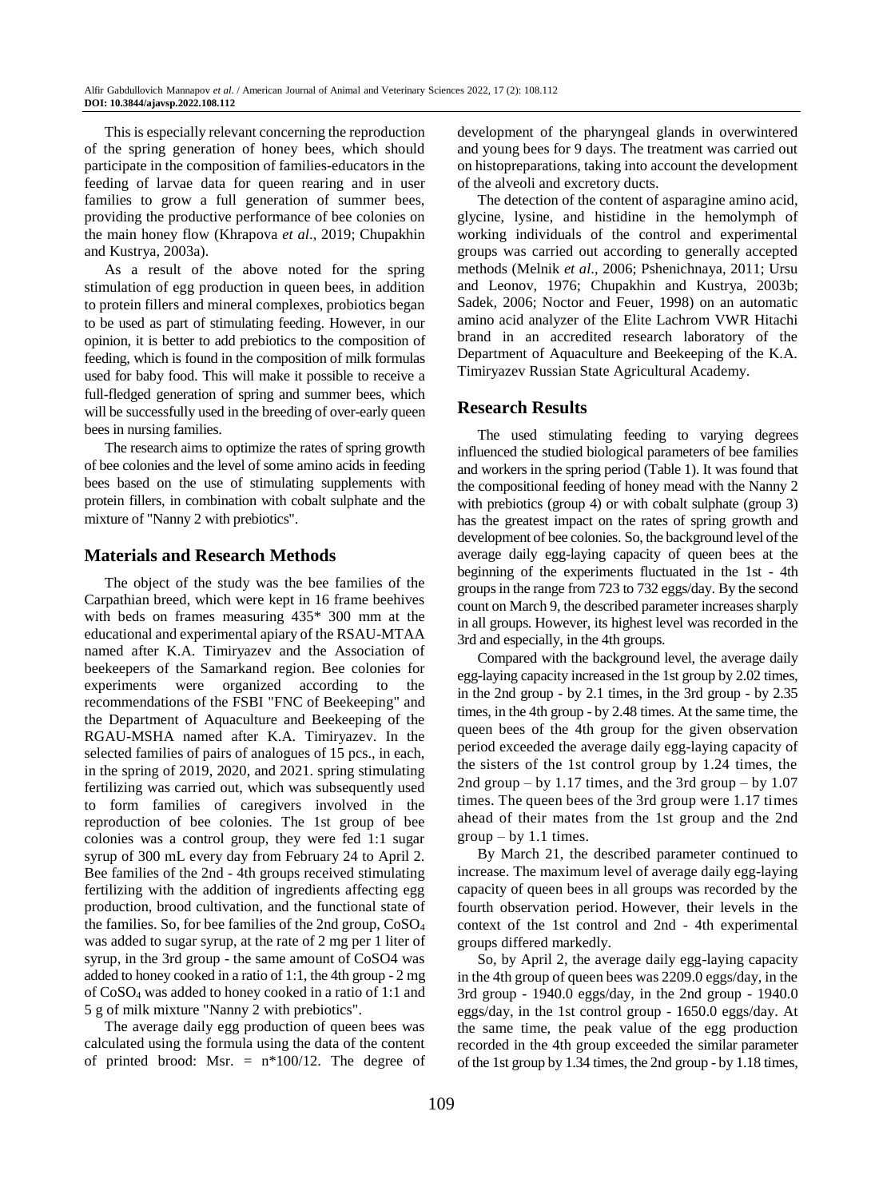This is especially relevant concerning the reproduction of the spring generation of honey bees, which should participate in the composition of families-educators in the feeding of larvae data for queen rearing and in user families to grow a full generation of summer bees, providing the productive performance of bee colonies on the main honey flow (Khrapova *et al*., 2019; Chupakhin and Kustrya, 2003a).

As a result of the above noted for the spring stimulation of egg production in queen bees, in addition to protein fillers and mineral complexes, probiotics began to be used as part of stimulating feeding. However, in our opinion, it is better to add prebiotics to the composition of feeding, which is found in the composition of milk formulas used for baby food. This will make it possible to receive a full-fledged generation of spring and summer bees, which will be successfully used in the breeding of over-early queen bees in nursing families.

The research aims to optimize the rates of spring growth of bee colonies and the level of some amino acids in feeding bees based on the use of stimulating supplements with protein fillers, in combination with cobalt sulphate and the mixture of "Nanny 2 with prebiotics".

## Materials and Research Methods

The object of the study was the bee families of the Carpathian breed, which were kept in 16 frame beehives with beds on frames measuring 435* 300 mm at the educational and experimental apiary of the RSAU-MTAA named after K.A. Timiryazev and the Association of beekeepers of the Samarkand region. Bee colonies for experiments were organized according to the recommendations of the FSBI "FNC of Beekeeping" and the Department of Aquaculture and Beekeeping of the RGAU-MSHA named after K.A. Timiryazev. In the selected families of pairs of analogues of 15 pcs., in each, in the spring of 2019, 2020, and 2021. spring stimulating fertilizing was carried out, which was subsequently used to form families of caregivers involved in the reproduction of bee colonies. The 1st group of bee colonies was a control group, they were fed 1:1 sugar syrup of 300 mL every day from February 24 to April 2. Bee families of the 2nd - 4th groups received stimulating fertilizing with the addition of ingredients affecting egg production, brood cultivation, and the functional state of the families. So, for bee families of the 2nd group, $CoSO_4$ was added to sugar syrup, at the rate of 2 mg per 1 liter of syrup, in the 3rd group - the same amount of CoSO4 was added to honey cooked in a ratio of 1:1, the 4th group - 2 mg of $CoSO_4$ was added to honey cooked in a ratio of 1:1 and 5 g of milk mixture "Nanny 2 with prebiotics".

The average daily egg production of queen bees was calculated using the formula using the data of the content of printed brood: Msr. = n*100/12. The degree of development of the pharyngeal glands in overwintered and young bees for 9 days. The treatment was carried out on histopreparations, taking into account the development of the alveoli and excretory ducts.

The detection of the content of asparagine amino acid, glycine, lysine, and histidine in the hemolymph of working individuals of the control and experimental groups was carried out according to generally accepted methods (Melnik *et al*., 2006; Pshenichnaya, 2011; Ursu and Leonov, 1976; Chupakhin and Kustrya, 2003b; Sadek, 2006; Noctor and Feuer, 1998) on an automatic amino acid analyzer of the Elite Lachrom VWR Hitachi brand in an accredited research laboratory of the Department of Aquaculture and Beekeeping of the K.A. Timiryazev Russian State Agricultural Academy.

## Research Results

The used stimulating feeding to varying degrees influenced the studied biological parameters of bee families and workers in the spring period (Table 1). It was found that the compositional feeding of honey mead with the Nanny 2 with prebiotics (group 4) or with cobalt sulphate (group 3) has the greatest impact on the rates of spring growth and development of bee colonies. So, the background level of the average daily egg-laying capacity of queen bees at the beginning of the experiments fluctuated in the 1st - 4th groups in the range from 723 to 732 eggs/day. By the second count on March 9, the described parameter increases sharply in all groups. However, its highest level was recorded in the 3rd and especially, in the 4th groups.

Compared with the background level, the average daily egg-laying capacity increased in the 1st group by 2.02 times, in the 2nd group - by 2.1 times, in the 3rd group - by 2.35 times, in the 4th group - by 2.48 times. At the same time, the queen bees of the 4th group for the given observation period exceeded the average daily egg-laying capacity of the sisters of the 1st control group by 1.24 times, the 2nd group – by 1.17 times, and the 3rd group – by 1.07 times. The queen bees of the 3rd group were 1.17 times ahead of their mates from the 1st group and the 2nd group – by 1.1 times.

By March 21, the described parameter continued to increase. The maximum level of average daily egg-laying capacity of queen bees in all groups was recorded by the fourth observation period. However, their levels in the context of the 1st control and 2nd - 4th experimental groups differed markedly.

So, by April 2, the average daily egg-laying capacity in the 4th group of queen bees was 2209.0 eggs/day, in the 3rd group - 1940.0 eggs/day, in the 2nd group - 1940.0 eggs/day, in the 1st control group - 1650.0 eggs/day. At the same time, the peak value of the egg production recorded in the 4th group exceeded the similar parameter of the 1st group by 1.34 times, the 2nd group - by 1.18 times,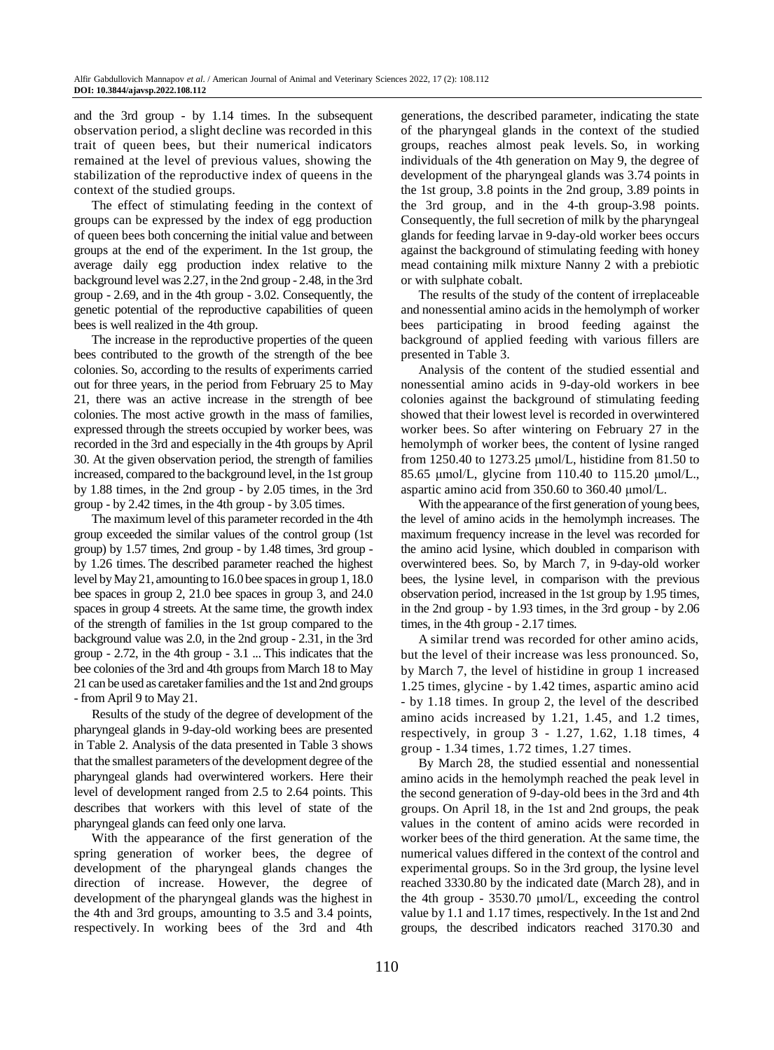and the 3rd group - by 1.14 times. In the subsequent observation period, a slight decline was recorded in this trait of queen bees, but their numerical indicators remained at the level of previous values, showing the stabilization of the reproductive index of queens in the context of the studied groups.

The effect of stimulating feeding in the context of groups can be expressed by the index of egg production of queen bees both concerning the initial value and between groups at the end of the experiment. In the 1st group, the average daily egg production index relative to the background level was 2.27, in the 2nd group - 2.48, in the 3rd group - 2.69, and in the 4th group - 3.02. Consequently, the genetic potential of the reproductive capabilities of queen bees is well realized in the 4th group.

The increase in the reproductive properties of the queen bees contributed to the growth of the strength of the bee colonies. So, according to the results of experiments carried out for three years, in the period from February 25 to May 21, there was an active increase in the strength of bee colonies. The most active growth in the mass of families, expressed through the streets occupied by worker bees, was recorded in the 3rd and especially in the 4th groups by April 30. At the given observation period, the strength of families increased, compared to the background level, in the 1st group by 1.88 times, in the 2nd group - by 2.05 times, in the 3rd group - by 2.42 times, in the 4th group - by 3.05 times.

The maximum level of this parameter recorded in the 4th group exceeded the similar values of the control group (1st group) by 1.57 times, 2nd group - by 1.48 times, 3rd group - by 1.26 times. The described parameter reached the highest level by May 21, amounting to 16.0 bee spaces in group 1, 18.0 bee spaces in group 2, 21.0 bee spaces in group 3, and 24.0 spaces in group 4 streets. At the same time, the growth index of the strength of families in the 1st group compared to the background value was 2.0, in the 2nd group - 2.31, in the 3rd group - 2.72, in the 4th group - 3.1 ... This indicates that the bee colonies of the 3rd and 4th groups from March 18 to May 21 can be used as caretaker families and the 1st and 2nd groups - from April 9 to May 21.

Results of the study of the degree of development of the pharyngeal glands in 9-day-old working bees are presented in Table 2. Analysis of the data presented in Table 3 shows that the smallest parameters of the development degree of the pharyngeal glands had overwintered workers. Here their level of development ranged from 2.5 to 2.64 points. This describes that workers with this level of state of the pharyngeal glands can feed only one larva.

With the appearance of the first generation of the spring generation of worker bees, the degree of development of the pharyngeal glands changes the direction of increase. However, the degree of development of the pharyngeal glands was the highest in the 4th and 3rd groups, amounting to 3.5 and 3.4 points, respectively. In working bees of the 3rd and 4th generations, the described parameter, indicating the state of the pharyngeal glands in the context of the studied groups, reaches almost peak levels. So, in working individuals of the 4th generation on May 9, the degree of development of the pharyngeal glands was 3.74 points in the 1st group, 3.8 points in the 2nd group, 3.89 points in the 3rd group, and in the 4-th group-3.98 points. Consequently, the full secretion of milk by the pharyngeal glands for feeding larvae in 9-day-old worker bees occurs against the background of stimulating feeding with honey mead containing milk mixture Nanny 2 with a prebiotic or with sulphate cobalt.

The results of the study of the content of irreplaceable and nonessential amino acids in the hemolymph of worker bees participating in brood feeding against the background of applied feeding with various fillers are presented in Table 3.

Analysis of the content of the studied essential and nonessential amino acids in 9-day-old workers in bee colonies against the background of stimulating feeding showed that their lowest level is recorded in overwintered worker bees. So after wintering on February 27 in the hemolymph of worker bees, the content of lysine ranged from 1250.40 to 1273.25 μmol/L, histidine from 81.50 to 85.65 μmol/L, glycine from 110.40 to 115.20 μmol/L., aspartic amino acid from 350.60 to 360.40 μmol/L.

With the appearance of the first generation of young bees, the level of amino acids in the hemolymph increases. The maximum frequency increase in the level was recorded for the amino acid lysine, which doubled in comparison with overwintered bees. So, by March 7, in 9-day-old worker bees, the lysine level, in comparison with the previous observation period, increased in the 1st group by 1.95 times, in the 2nd group - by 1.93 times, in the 3rd group - by 2.06 times, in the 4th group - 2.17 times.

A similar trend was recorded for other amino acids, but the level of their increase was less pronounced. So, by March 7, the level of histidine in group 1 increased 1.25 times, glycine - by 1.42 times, aspartic amino acid - by 1.18 times. In group 2, the level of the described amino acids increased by 1.21, 1.45, and 1.2 times, respectively, in group 3 - 1.27, 1.62, 1.18 times, 4 group - 1.34 times, 1.72 times, 1.27 times.

By March 28, the studied essential and nonessential amino acids in the hemolymph reached the peak level in the second generation of 9-day-old bees in the 3rd and 4th groups. On April 18, in the 1st and 2nd groups, the peak values in the content of amino acids were recorded in worker bees of the third generation. At the same time, the numerical values differed in the context of the control and experimental groups. So in the 3rd group, the lysine level reached 3330.80 by the indicated date (March 28), and in the 4th group - 3530.70 μmol/L, exceeding the control value by 1.1 and 1.17 times, respectively. In the 1st and 2nd groups, the described indicators reached 3170.30 and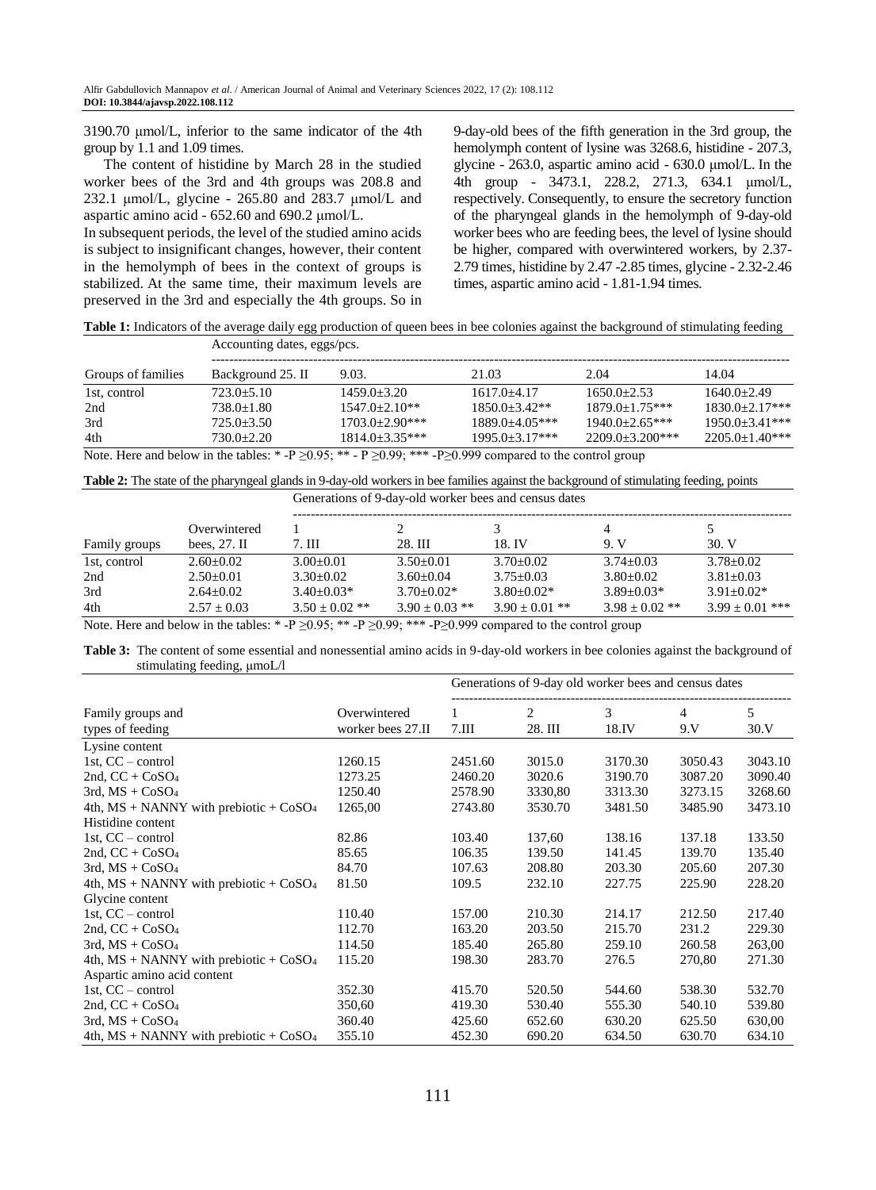3190.70 μmol/L, inferior to the same indicator of the 4th group by 1.1 and 1.09 times.

The content of histidine by March 28 in the studied worker bees of the 3rd and 4th groups was 208.8 and 232.1 μmol/L, glycine - 265.80 and 283.7 μmol/L and aspartic amino acid - 652.60 and 690.2 μmol/L.

In subsequent periods, the level of the studied amino acids is subject to insignificant changes, however, their content in the hemolymph of bees in the context of groups is stabilized. At the same time, their maximum levels are preserved in the 3rd and especially the 4th groups. So in 9-day-old bees of the fifth generation in the 3rd group, the hemolymph content of lysine was 3268.6, histidine - 207.3, glycine - 263.0, aspartic amino acid - 630.0 μmol/L. In the 4th group - 3473.1, 228.2, 271.3, 634.1 μmol/L, respectively. Consequently, to ensure the secretory function of the pharyngeal glands in the hemolymph of 9-day-old worker bees who are feeding bees, the level of lysine should be higher, compared with overwintered workers, by 2.37-2.79 times, histidine by 2.47 -2.85 times, glycine - 2.32-2.46 times, aspartic amino acid - 1.81-1.94 times.

**Table 1:** Indicators of the average daily egg production of queen bees in bee colonies against the background of stimulating feeding

| | Accounting dates, eggs/pcs. | | | | |
|---|---|---|---|---|---|
| Groups of families | Background 25. II | 9.03. | 21.03 | 2.04 | 14.04 |
| 1st, control | 723.0±5.10 | 1459.0±3.20 | 1617.0±4.17 | 1650.0±2.53 | 1640.0±2.49 |
| 2nd | 738.0±1.80 | 1547.0±2.10** | 1850.0±3.42** | 1879.0±1.75*** | 1830.0±2.17*** |
| 3rd | 725.0±3.50 | 1703.0±2.90*** | 1889.0±4.05*** | 1940.0±2.65*** | 1950.0±3.41*** |
| 4th | 730.0±2.20 | 1814.0±3.35*** | 1995.0±3.17*** | 2209.0±3.200*** | 2205.0±1.40*** |

Note. Here and below in the tables: * -P ≥0.95; ** - P ≥0.99; *** -P≥0.999 compared to the control group

**Table 2:** The state of the pharyngeal glands in 9-day-old workers in bee families against the background of stimulating feeding, points

| | | Generations of 9-day-old worker bees and census dates | | | | |
|---|---|---|---|---|---|---|
| Family groups | Overwintered bees, 27. II | 1<br>7. III | 2<br>28. III | 3<br>18. IV | 4<br>9. V | 5<br>30. V |
| 1st, control | 2.60±0.02 | 3.00±0.01 | 3.50±0.01 | 3.70±0.02 | 3.74±0.03 | 3.78±0.02 |
| 2nd | 2.50±0.01 | 3.30±0.02 | 3.60±0.04 | 3.75±0.03 | 3.80±0.02 | 3.81±0.03 |
| 3rd | 2.64±0.02 | 3.40±0.03* | 3.70±0.02* | 3.80±0.02* | 3.89±0.03* | 3.91±0.02* |
| 4th | 2.57 ± 0.03 | 3.50 ± 0.02 ** | 3.90 ± 0.03 ** | 3.90 ± 0.01 ** | 3.98 ± 0.02 ** | 3.99 ± 0.01 *** |

Note. Here and below in the tables: * -P ≥0.95; ** -P ≥0.99; *** -P≥0.999 compared to the control group

**Table 3:** The content of some essential and nonessential amino acids in 9-day-old workers in bee colonies against the background of stimulating feeding, μmoL/l

| | | Generations of 9-day old worker bees and census dates | | | | |
|---|---|---|---|---|---|---|
| Family groups and types of feeding | Overwintered worker bees 27.II | 1<br>7.III | 2<br>28. III | 3<br>18.IV | 4<br>9.V | 5<br>30.V |
| Lysine content | | | | | | |
| 1st, CC – control | 1260.15 | 2451.60 | 3015.0 | 3170.30 | 3050.43 | 3043.10 |
| 2nd, CC + $CoSO_4$ | 1273.25 | 2460.20 | 3020.6 | 3190.70 | 3087.20 | 3090.40 |
| 3rd, MS + $CoSO_4$ | 1250.40 | 2578.90 | 3330,80 | 3313.30 | 3273.15 | 3268.60 |
| 4th, MS + NANNY with prebiotic + $CoSO_4$ | 1265,00 | 2743.80 | 3530.70 | 3481.50 | 3485.90 | 3473.10 |
| Histidine content | | | | | | |
| 1st, CC – control | 82.86 | 103.40 | 137,60 | 138.16 | 137.18 | 133.50 |
| 2nd, CC + $CoSO_4$ | 85.65 | 106.35 | 139.50 | 141.45 | 139.70 | 135.40 |
| 3rd, MS + $CoSO_4$ | 84.70 | 107.63 | 208.80 | 203.30 | 205.60 | 207.30 |
| 4th, MS + NANNY with prebiotic + $CoSO_4$ | 81.50 | 109.5 | 232.10 | 227.75 | 225.90 | 228.20 |
| Glycine content | | | | | | |
| 1st, CC – control | 110.40 | 157.00 | 210.30 | 214.17 | 212.50 | 217.40 |
| 2nd, CC + $CoSO_4$ | 112.70 | 163.20 | 203.50 | 215.70 | 231.2 | 229.30 |
| 3rd, MS + $CoSO_4$ | 114.50 | 185.40 | 265.80 | 259.10 | 260.58 | 263,00 |
| 4th, MS + NANNY with prebiotic + $CoSO_4$ | 115.20 | 198.30 | 283.70 | 276.5 | 270,80 | 271.30 |
| Aspartic amino acid content | | | | | | |
| 1st, CC – control | 352.30 | 415.70 | 520.50 | 544.60 | 538.30 | 532.70 |
| 2nd, CC + $CoSO_4$ | 350,60 | 419.30 | 530.40 | 555.30 | 540.10 | 539.80 |
| 3rd, MS + $CoSO_4$ | 360.40 | 425.60 | 652.60 | 630.20 | 625.50 | 630,00 |
| 4th, MS + NANNY with prebiotic + $CoSO_4$ | 355.10 | 452.30 | 690.20 | 634.50 | 630.70 | 634.10 |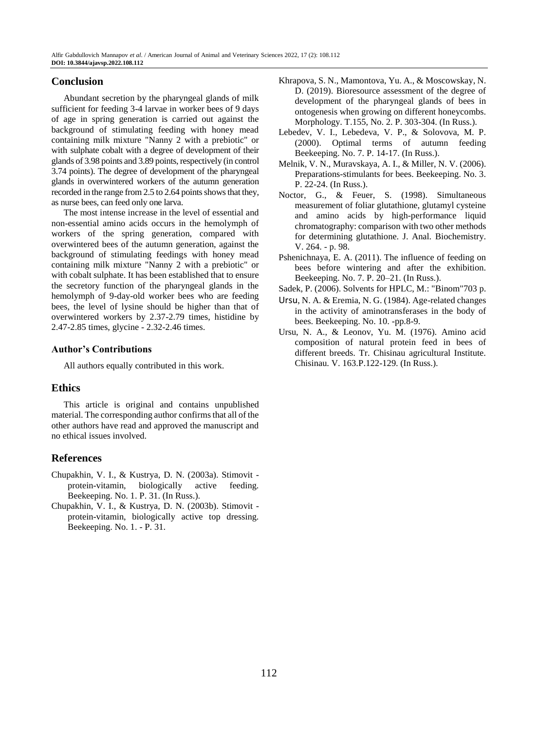## Conclusion

Abundant secretion by the pharyngeal glands of milk sufficient for feeding 3-4 larvae in worker bees of 9 days of age in spring generation is carried out against the background of stimulating feeding with honey mead containing milk mixture "Nanny 2 with a prebiotic" or with sulphate cobalt with a degree of development of their glands of 3.98 points and 3.89 points, respectively (in control 3.74 points). The degree of development of the pharyngeal glands in overwintered workers of the autumn generation recorded in the range from 2.5 to 2.64 points shows that they, as nurse bees, can feed only one larva.

The most intense increase in the level of essential and non-essential amino acids occurs in the hemolymph of workers of the spring generation, compared with overwintered bees of the autumn generation, against the background of stimulating feedings with honey mead containing milk mixture "Nanny 2 with a prebiotic" or with cobalt sulphate. It has been established that to ensure the secretory function of the pharyngeal glands in the hemolymph of 9-day-old worker bees who are feeding bees, the level of lysine should be higher than that of overwintered workers by 2.37-2.79 times, histidine by 2.47-2.85 times, glycine - 2.32-2.46 times.

### Author's Contributions

All authors equally contributed in this work.

## Ethics

This article is original and contains unpublished material. The corresponding author confirms that all of the other authors have read and approved the manuscript and no ethical issues involved.

## References

Chupakhin, V. I., & Kustrya, D. N. (2003a). Stimovit - protein-vitamin, biologically active feeding. Beekeeping. No. 1. P. 31. (In Russ.).

Chupakhin, V. I., & Kustrya, D. N. (2003b). Stimovit - protein-vitamin, biologically active top dressing. Beekeeping. No. 1. - P. 31.

Khrapova, S. N., Mamontova, Yu. A., & Moscowskay, N. D. (2019). Bioresource assessment of the degree of development of the pharyngeal glands of bees in ontogenesis when growing on different honeycombs. Morphology. T.155, No. 2. P. 303-304. (In Russ.).

Lebedev, V. I., Lebedeva, V. P., & Solovova, M. P. (2000). Optimal terms of autumn feeding Beekeeping. No. 7. P. 14-17. (In Russ.).

Melnik, V. N., Muravskaya, A. I., & Miller, N. V. (2006). Preparations-stimulants for bees. Beekeeping. No. 3. P. 22-24. (In Russ.).

Noctor, G., & Feuer, S. (1998). Simultaneous measurement of foliar glutathione, glutamyl cysteine and amino acids by high-performance liquid chromatography: comparison with two other methods for determining glutathione. J. Anal. Biochemistry. V. 264. - p. 98.

Pshenichnaya, E. A. (2011). The influence of feeding on bees before wintering and after the exhibition. Beekeeping. No. 7. P. 20–21. (In Russ.).

Sadek, P. (2006). Solvents for HPLC, M.: "Binom"703 p.

Ursu, N. A. & Eremia, N. G. (1984). Age-related changes in the activity of aminotransferases in the body of bees. Beekeeping. No. 10. -pp.8-9.

Ursu, N. A., & Leonov, Yu. M. (1976). Amino acid composition of natural protein feed in bees of different breeds. Tr. Chisinau agricultural Institute. Chisinau. V. 163.P.122-129. (In Russ.).